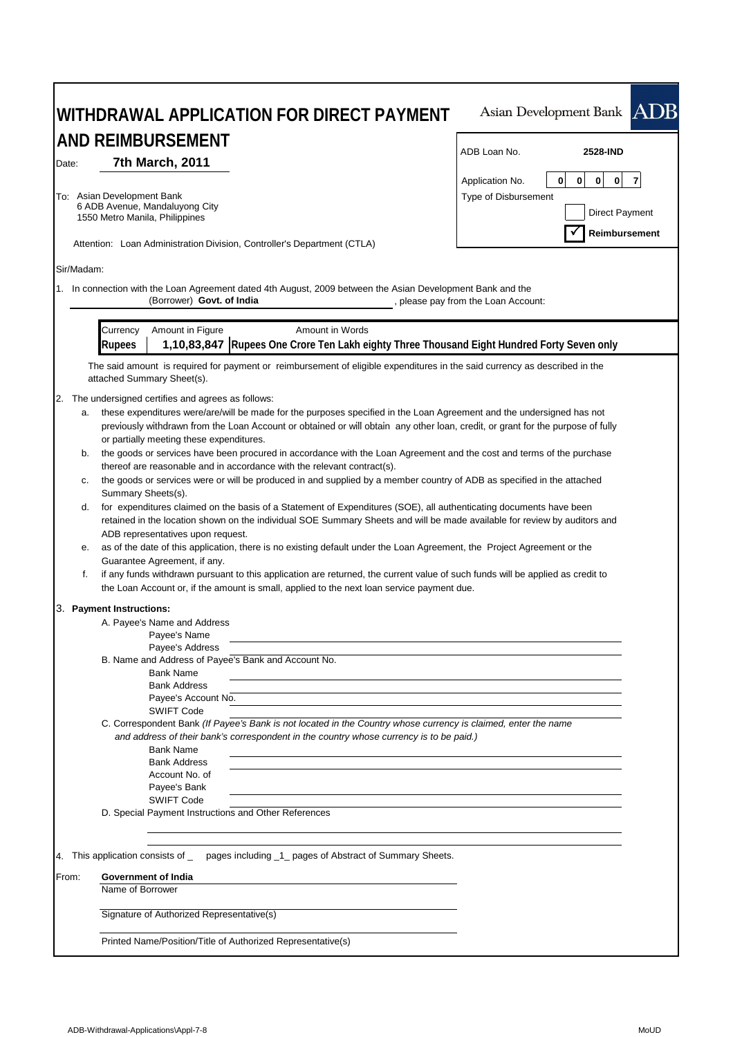# WITHDRAWAL APPLICATION FOR DIRECT PAYMENT AND REIMBURSEMENT

Asian Development Bank **ADB**

| | |
|---|---|
| ADB Loan No. | **2528-IND** |
| Application No. | 0 0 0 0 7 |
| Type of Disbursement | ☐ Direct Payment |
| | ☑ **Reimbursement** |

Date: **7th March, 2011**

To: Asian Development Bank
6 ADB Avenue, Mandaluyong City
1550 Metro Manila, Philippines

Attention: Loan Administration Division, Controller's Department (CTLA)

Sir/Madam:

1. In connection with the Loan Agreement dated 4th August, 2009 between the Asian Development Bank and the (Borrower) **Govt. of India**, please pay from the Loan Account:

| Currency | Amount in Figure | Amount in Words |
|---|---|---|
| **Rupees** | **1,10,83,847** | **Rupees One Crore Ten Lakh eighty Three Thousand Eight Hundred Forty Seven only** |

The said amount is required for payment or reimbursement of eligible expenditures in the said currency as described in the attached Summary Sheet(s).

2. The undersigned certifies and agrees as follows:
   a. these expenditures were/are/will be made for the purposes specified in the Loan Agreement and the undersigned has not previously withdrawn from the Loan Account or obtained or will obtain any other loan, credit, or grant for the purpose of fully or partially meeting these expenditures.
   b. the goods or services have been procured in accordance with the Loan Agreement and the cost and terms of the purchase thereof are reasonable and in accordance with the relevant contract(s).
   c. the goods or services were or will be produced in and supplied by a member country of ADB as specified in the attached Summary Sheets(s).
   d. for expenditures claimed on the basis of a Statement of Expenditures (SOE), all authenticating documents have been retained in the location shown on the individual SOE Summary Sheets and will be made available for review by auditors and ADB representatives upon request.
   e. as of the date of this application, there is no existing default under the Loan Agreement, the Project Agreement or the Guarantee Agreement, if any.
   f. if any funds withdrawn pursuant to this application are returned, the current value of such funds will be applied as credit to the Loan Account or, if the amount is small, applied to the next loan service payment due.

3. **Payment Instructions:**
   A. Payee's Name and Address
      Payee's Name
      Payee's Address
   B. Name and Address of Payee's Bank and Account No.
      Bank Name
      Bank Address
      Payee's Account No.
      SWIFT Code
   C. Correspondent Bank *(If Payee's Bank is not located in the Country whose currency is claimed, enter the name and address of their bank's correspondent in the country whose currency is to be paid.)*
      Bank Name
      Bank Address
      Account No. of Payee's Bank
      SWIFT Code
   D. Special Payment Instructions and Other References

4. This application consists of _ pages including _1_ pages of Abstract of Summary Sheets.

From: **Government of India**
Name of Borrower

Signature of Authorized Representative(s)

Printed Name/Position/Title of Authorized Representative(s)

ADB-Withdrawal-Applications\Appl-7-8 MoUD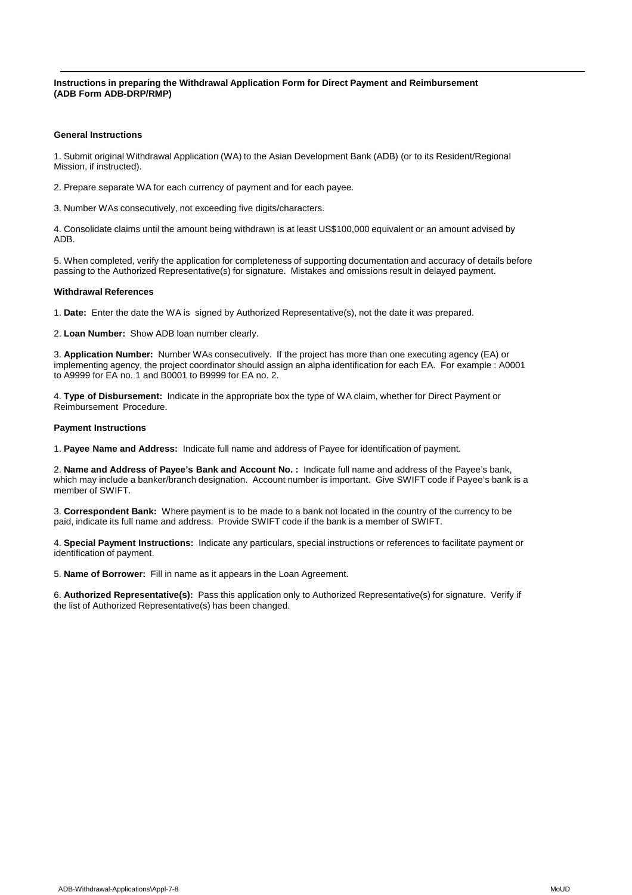**Instructions in preparing the Withdrawal Application Form for Direct Payment and Reimbursement (ADB Form ADB-DRP/RMP)**

**General Instructions**

1. Submit original Withdrawal Application (WA) to the Asian Development Bank (ADB) (or to its Resident/Regional Mission, if instructed).

2. Prepare separate WA for each currency of payment and for each payee.

3. Number WAs consecutively, not exceeding five digits/characters.

4. Consolidate claims until the amount being withdrawn is at least US$100,000 equivalent or an amount advised by ADB.

5. When completed, verify the application for completeness of supporting documentation and accuracy of details before passing to the Authorized Representative(s) for signature. Mistakes and omissions result in delayed payment.

**Withdrawal References**

1. **Date:** Enter the date the WA is signed by Authorized Representative(s), not the date it was prepared.

2. **Loan Number:** Show ADB loan number clearly.

3. **Application Number:** Number WAs consecutively. If the project has more than one executing agency (EA) or implementing agency, the project coordinator should assign an alpha identification for each EA. For example : A0001 to A9999 for EA no. 1 and B0001 to B9999 for EA no. 2.

4. **Type of Disbursement:** Indicate in the appropriate box the type of WA claim, whether for Direct Payment or Reimbursement Procedure.

**Payment Instructions**

1. **Payee Name and Address:** Indicate full name and address of Payee for identification of payment.

2. **Name and Address of Payee's Bank and Account No. :** Indicate full name and address of the Payee's bank, which may include a banker/branch designation. Account number is important. Give SWIFT code if Payee's bank is a member of SWIFT.

3. **Correspondent Bank:** Where payment is to be made to a bank not located in the country of the currency to be paid, indicate its full name and address. Provide SWIFT code if the bank is a member of SWIFT.

4. **Special Payment Instructions:** Indicate any particulars, special instructions or references to facilitate payment or identification of payment.

5. **Name of Borrower:** Fill in name as it appears in the Loan Agreement.

6. **Authorized Representative(s):** Pass this application only to Authorized Representative(s) for signature. Verify if the list of Authorized Representative(s) has been changed.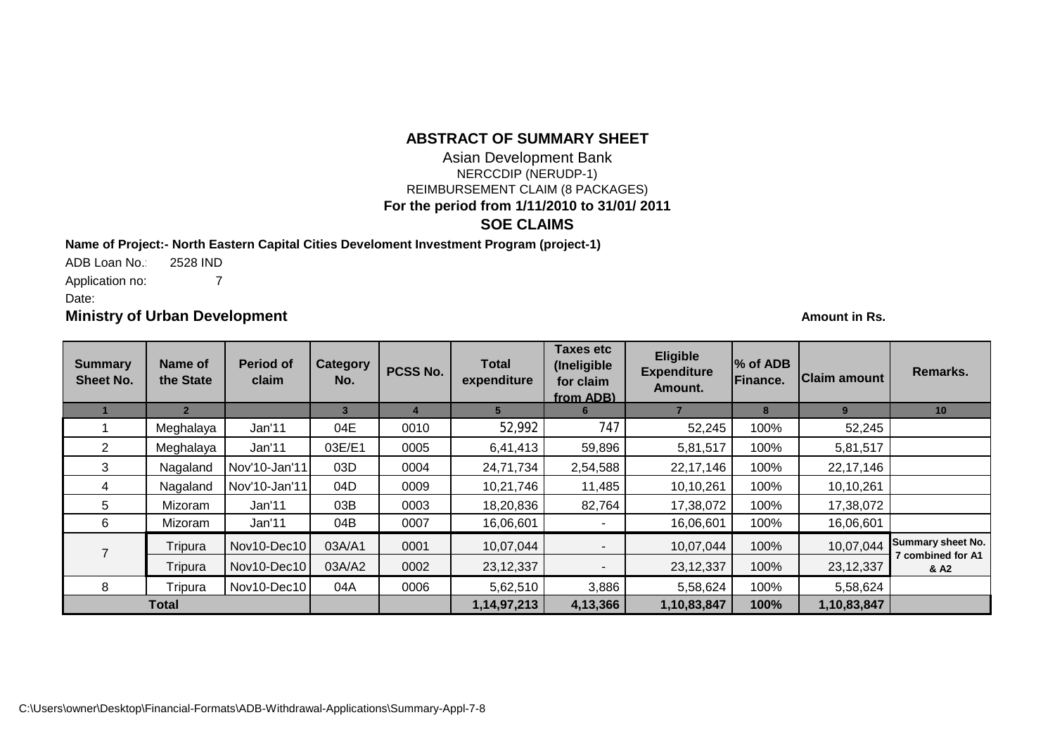## ABSTRACT OF SUMMARY SHEET

Asian Development Bank

NERCCDIP (NERUDP-1)

REIMBURSEMENT CLAIM (8 PACKAGES)

**For the period from 1/11/2010 to 31/01/ 2011**

**SOE CLAIMS**

**Name of Project:- North Eastern Capital Cities Develoment Investment Program (project-1)**

ADB Loan No.: 2528 IND

Application no: 7

Date:

**Ministry of Urban Development**

**Amount in Rs.**

| Summary Sheet No. | Name of the State | Period of claim | Category No. | PCSS No. | Total expenditure | Taxes etc (Ineligible for claim from ADB) | Eligible Expenditure Amount. | % of ADB Finance. | Claim amount | Remarks. |
|---|---|---|---|---|---|---|---|---|---|---|
| 1 | 2 | | 3 | 4 | 5 | 6 | 7 | 8 | 9 | 10 |
| 1 | Meghalaya | Jan'11 | 04E | 0010 | 52,992 | 747 | 52,245 | 100% | 52,245 | |
| 2 | Meghalaya | Jan'11 | 03E/E1 | 0005 | 6,41,413 | 59,896 | 5,81,517 | 100% | 5,81,517 | |
| 3 | Nagaland | Nov'10-Jan'11 | 03D | 0004 | 24,71,734 | 2,54,588 | 22,17,146 | 100% | 22,17,146 | |
| 4 | Nagaland | Nov'10-Jan'11 | 04D | 0009 | 10,21,746 | 11,485 | 10,10,261 | 100% | 10,10,261 | |
| 5 | Mizoram | Jan'11 | 03B | 0003 | 18,20,836 | 82,764 | 17,38,072 | 100% | 17,38,072 | |
| 6 | Mizoram | Jan'11 | 04B | 0007 | 16,06,601 | - | 16,06,601 | 100% | 16,06,601 | |
| 7 | Tripura | Nov10-Dec10 | 03A/A1 | 0001 | 10,07,044 | - | 10,07,044 | 100% | 10,07,044 | Summary sheet No. 7 combined for A1 & A2 |
| | Tripura | Nov10-Dec10 | 03A/A2 | 0002 | 23,12,337 | - | 23,12,337 | 100% | 23,12,337 | |
| 8 | Tripura | Nov10-Dec10 | 04A | 0006 | 5,62,510 | 3,886 | 5,58,624 | 100% | 5,58,624 | |
| **Total** | | | | | **1,14,97,213** | **4,13,366** | **1,10,83,847** | **100%** | **1,10,83,847** | |

C:\Users\owner\Desktop\Financial-Formats\ADB-Withdrawal-Applications\Summary-Appl-7-8